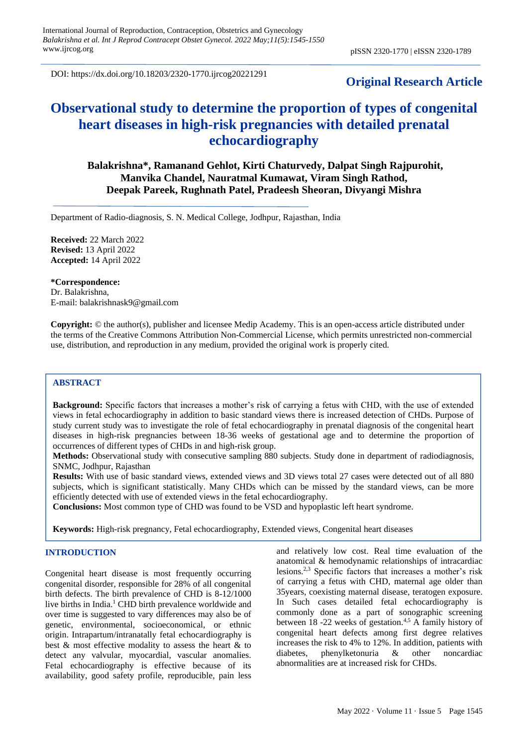DOI: https://dx.doi.org/10.18203/2320-1770.ijrcog20221291

**Original Research Article**

# Observational study to determine the proportion of types of congenital heart diseases in high-risk pregnancies with detailed prenatal echocardiography

**Balakrishna\*, Ramanand Gehlot, Kirti Chaturvedy, Dalpat Singh Rajpurohit, Manvika Chandel, Nauratmal Kumawat, Viram Singh Rathod, Deepak Pareek, Rughnath Patel, Pradeesh Sheoran, Divyangi Mishra**

Department of Radio-diagnosis, S. N. Medical College, Jodhpur, Rajasthan, India

**Received:** 22 March 2022
**Revised:** 13 April 2022
**Accepted:** 14 April 2022

**\*Correspondence:**
Dr. Balakrishna,
E-mail: balakrishnask9@gmail.com

**Copyright:** © the author(s), publisher and licensee Medip Academy. This is an open-access article distributed under the terms of the Creative Commons Attribution Non-Commercial License, which permits unrestricted non-commercial use, distribution, and reproduction in any medium, provided the original work is properly cited.

## ABSTRACT

**Background:** Specific factors that increases a mother's risk of carrying a fetus with CHD, with the use of extended views in fetal echocardiography in addition to basic standard views there is increased detection of CHDs. Purpose of study current study was to investigate the role of fetal echocardiography in prenatal diagnosis of the congenital heart diseases in high-risk pregnancies between 18-36 weeks of gestational age and to determine the proportion of occurrences of different types of CHDs in and high-risk group.

**Methods:** Observational study with consecutive sampling 880 subjects. Study done in department of radiodiagnosis, SNMC, Jodhpur, Rajasthan

**Results:** With use of basic standard views, extended views and 3D views total 27 cases were detected out of all 880 subjects, which is significant statistically. Many CHDs which can be missed by the standard views, can be more efficiently detected with use of extended views in the fetal echocardiography.

**Conclusions:** Most common type of CHD was found to be VSD and hypoplastic left heart syndrome.

**Keywords:** High-risk pregnancy, Fetal echocardiography, Extended views, Congenital heart diseases

## INTRODUCTION

Congenital heart disease is most frequently occurring congenital disorder, responsible for 28% of all congenital birth defects. The birth prevalence of CHD is 8-12/1000 live births in India.[1] CHD birth prevalence worldwide and over time is suggested to vary differences may also be of genetic, environmental, socioeconomical, or ethnic origin. Intrapartum/intranatally fetal echocardiography is best & most effective modality to assess the heart & to detect any valvular, myocardial, vascular anomalies. Fetal echocardiography is effective because of its availability, good safety profile, reproducible, pain less and relatively low cost. Real time evaluation of the anatomical & hemodynamic relationships of intracardiac lesions.[2,3] Specific factors that increases a mother's risk of carrying a fetus with CHD, maternal age older than 35years, coexisting maternal disease, teratogen exposure. In Such cases detailed fetal echocardiography is commonly done as a part of sonographic screening between 18 -22 weeks of gestation.[4,5] A family history of congenital heart defects among first degree relatives increases the risk to 4% to 12%. In addition, patients with diabetes, phenylketonuria & other noncardiac abnormalities are at increased risk for CHDs.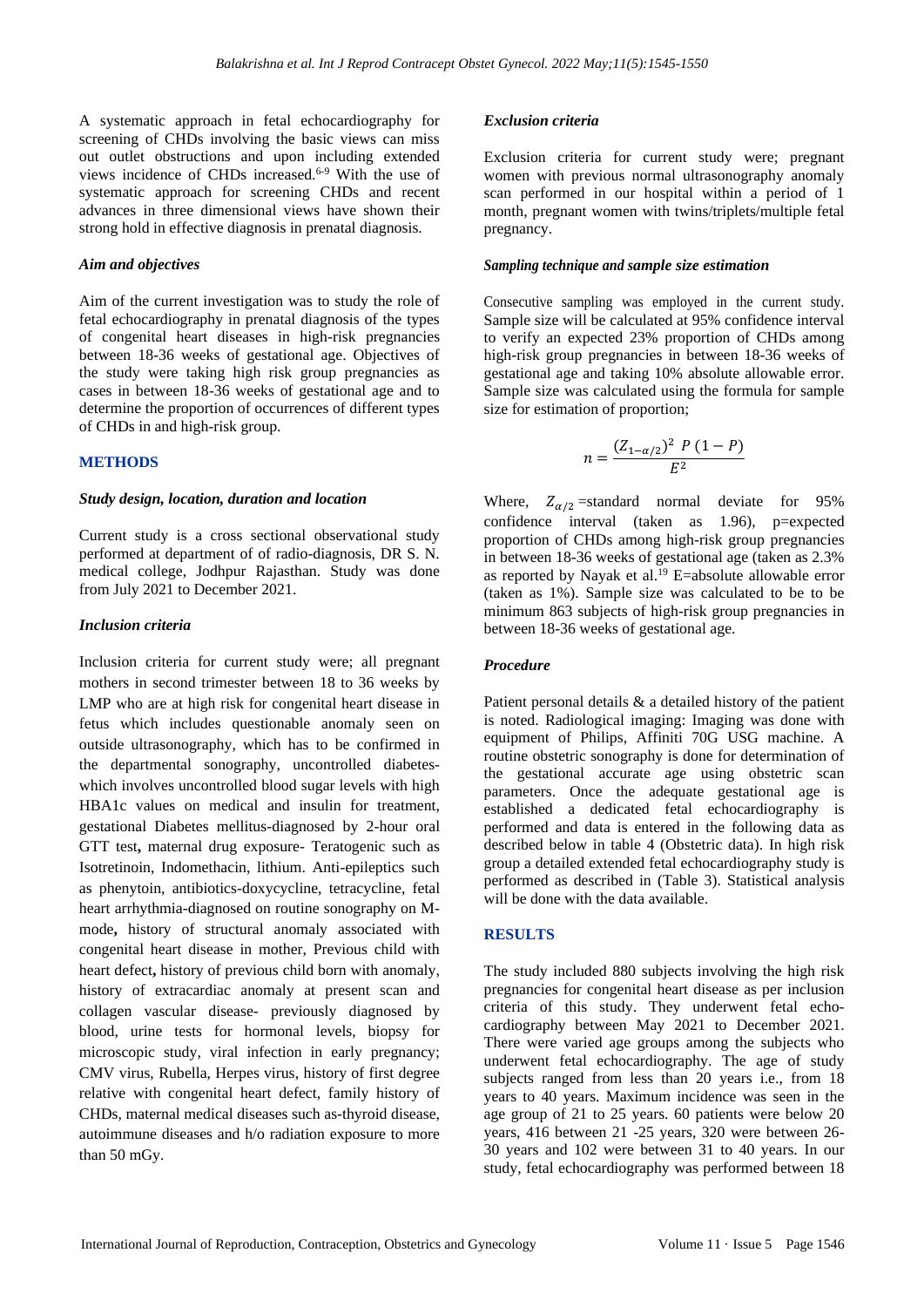A systematic approach in fetal echocardiography for screening of CHDs involving the basic views can miss out outlet obstructions and upon including extended views incidence of CHDs increased.[6-9] With the use of systematic approach for screening CHDs and recent advances in three dimensional views have shown their strong hold in effective diagnosis in prenatal diagnosis.

### *Aim and objectives*

Aim of the current investigation was to study the role of fetal echocardiography in prenatal diagnosis of the types of congenital heart diseases in high-risk pregnancies between 18-36 weeks of gestational age. Objectives of the study were taking high risk group pregnancies as cases in between 18-36 weeks of gestational age and to determine the proportion of occurrences of different types of CHDs in and high-risk group.

## METHODS

### *Study design, location, duration and location*

Current study is a cross sectional observational study performed at department of of radio-diagnosis, DR S. N. medical college, Jodhpur Rajasthan. Study was done from July 2021 to December 2021.

### *Inclusion criteria*

Inclusion criteria for current study were; all pregnant mothers in second trimester between 18 to 36 weeks by LMP who are at high risk for congenital heart disease in fetus which includes questionable anomaly seen on outside ultrasonography, which has to be confirmed in the departmental sonography, uncontrolled diabetes-which involves uncontrolled blood sugar levels with high HBA1c values on medical and insulin for treatment, gestational Diabetes mellitus-diagnosed by 2-hour oral GTT test**,** maternal drug exposure- Teratogenic such as Isotretinoin, Indomethacin, lithium. Anti-epileptics such as phenytoin, antibiotics-doxycycline, tetracycline, fetal heart arrhythmia-diagnosed on routine sonography on M-mode**,** history of structural anomaly associated with congenital heart disease in mother, Previous child with heart defect**,** history of previous child born with anomaly, history of extracardiac anomaly at present scan and collagen vascular disease- previously diagnosed by blood, urine tests for hormonal levels, biopsy for microscopic study, viral infection in early pregnancy; CMV virus, Rubella, Herpes virus, history of first degree relative with congenital heart defect, family history of CHDs, maternal medical diseases such as-thyroid disease, autoimmune diseases and h/o radiation exposure to more than 50 mGy.

### *Exclusion criteria*

Exclusion criteria for current study were; pregnant women with previous normal ultrasonography anomaly scan performed in our hospital within a period of 1 month, pregnant women with twins/triplets/multiple fetal pregnancy.

### *Sampling technique and sample size estimation*

Consecutive sampling was employed in the current study. Sample size will be calculated at 95% confidence interval to verify an expected 23% proportion of CHDs among high-risk group pregnancies in between 18-36 weeks of gestational age and taking 10% absolute allowable error. Sample size was calculated using the formula for sample size for estimation of proportion;

$$n = \frac{(Z_{1-\alpha/2})^2 \; P\,(1-P)}{E^2}$$

Where, $Z_{\alpha/2}$ =standard normal deviate for 95% confidence interval (taken as 1.96), p=expected proportion of CHDs among high-risk group pregnancies in between 18-36 weeks of gestational age (taken as 2.3% as reported by Nayak et al.[19] E=absolute allowable error (taken as 1%). Sample size was calculated to be to be minimum 863 subjects of high-risk group pregnancies in between 18-36 weeks of gestational age.

### *Procedure*

Patient personal details & a detailed history of the patient is noted. Radiological imaging: Imaging was done with equipment of Philips, Affiniti 70G USG machine. A routine obstetric sonography is done for determination of the gestational accurate age using obstetric scan parameters. Once the adequate gestational age is established a dedicated fetal echocardiography is performed and data is entered in the following data as described below in table 4 (Obstetric data). In high risk group a detailed extended fetal echocardiography study is performed as described in (Table 3). Statistical analysis will be done with the data available.

## RESULTS

The study included 880 subjects involving the high risk pregnancies for congenital heart disease as per inclusion criteria of this study. They underwent fetal echocardiography between May 2021 to December 2021. There were varied age groups among the subjects who underwent fetal echocardiography. The age of study subjects ranged from less than 20 years i.e., from 18 years to 40 years. Maximum incidence was seen in the age group of 21 to 25 years. 60 patients were below 20 years, 416 between 21 -25 years, 320 were between 26-30 years and 102 were between 31 to 40 years. In our study, fetal echocardiography was performed between 18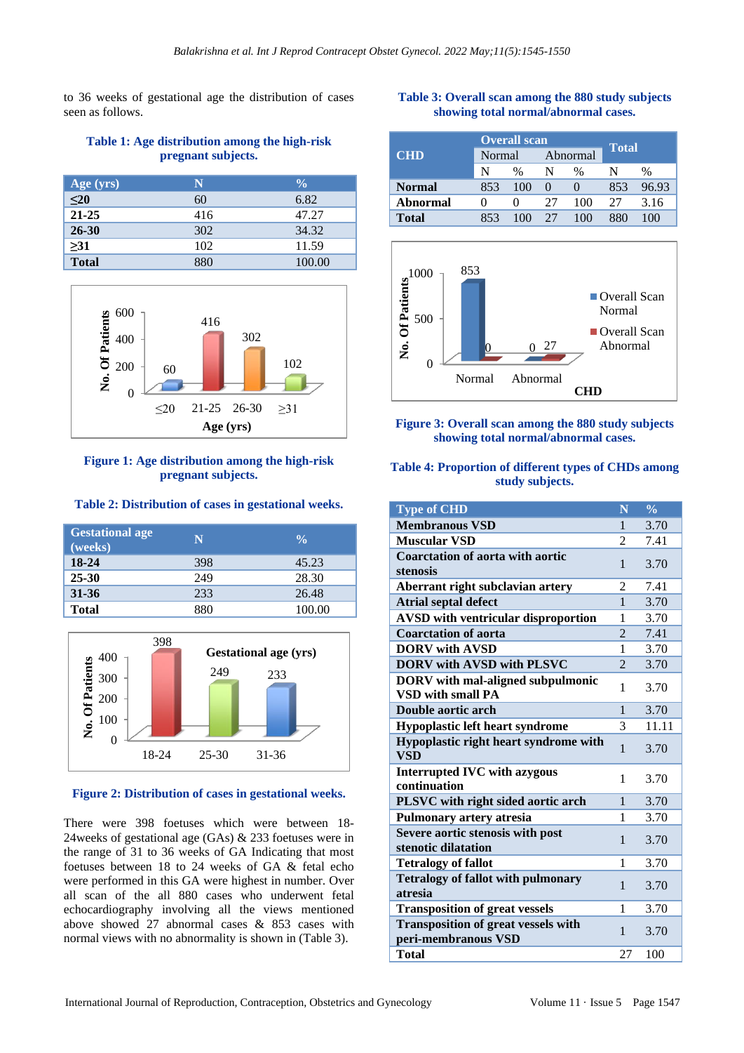to 36 weeks of gestational age the distribution of cases seen as follows.

**Table 1: Age distribution among the high-risk pregnant subjects.**

| Age (yrs) | N | % |
|---|---|---|
| ≤20 | 60 | 6.82 |
| 21-25 | 416 | 47.27 |
| 26-30 | 302 | 34.32 |
| ≥31 | 102 | 11.59 |
| Total | 880 | 100.00 |

**Figure 1: Age distribution among the high-risk pregnant subjects.**

**Table 2: Distribution of cases in gestational weeks.**

| Gestational age (weeks) | N | % |
|---|---|---|
| 18-24 | 398 | 45.23 |
| 25-30 | 249 | 28.30 |
| 31-36 | 233 | 26.48 |
| Total | 880 | 100.00 |

**Figure 2: Distribution of cases in gestational weeks.**

There were 398 foetuses which were between 18-24weeks of gestational age (GAs) & 233 foetuses were in the range of 31 to 36 weeks of GA Indicating that most foetuses between 18 to 24 weeks of GA & fetal echo were performed in this GA were highest in number. Over all scan of the all 880 cases who underwent fetal echocardiography involving all the views mentioned above showed 27 abnormal cases & 853 cases with normal views with no abnormality is shown in (Table 3).

**Table 3: Overall scan among the 880 study subjects showing total normal/abnormal cases.**

| CHD | Overall scan | | | | Total | |
|---|---|---|---|---|---|---|
| | Normal | | Abnormal | | | |
| | N | % | N | % | N | % |
| Normal | 853 | 100 | 0 | 0 | 853 | 96.93 |
| Abnormal | 0 | 0 | 27 | 100 | 27 | 3.16 |
| Total | 853 | 100 | 27 | 100 | 880 | 100 |

**Figure 3: Overall scan among the 880 study subjects showing total normal/abnormal cases.**

**Table 4: Proportion of different types of CHDs among study subjects.**

| Type of CHD | N | % |
|---|---|---|
| Membranous VSD | 1 | 3.70 |
| Muscular VSD | 2 | 7.41 |
| Coarctation of aorta with aortic stenosis | 1 | 3.70 |
| Aberrant right subclavian artery | 2 | 7.41 |
| Atrial septal defect | 1 | 3.70 |
| AVSD with ventricular disproportion | 1 | 3.70 |
| Coarctation of aorta | 2 | 7.41 |
| DORV with AVSD | 1 | 3.70 |
| DORV with AVSD with PLSVC | 2 | 3.70 |
| DORV with mal-aligned subpulmonic VSD with small PA | 1 | 3.70 |
| Double aortic arch | 1 | 3.70 |
| Hypoplastic left heart syndrome | 3 | 11.11 |
| Hypoplastic right heart syndrome with VSD | 1 | 3.70 |
| Interrupted IVC with azygous continuation | 1 | 3.70 |
| PLSVC with right sided aortic arch | 1 | 3.70 |
| Pulmonary artery atresia | 1 | 3.70 |
| Severe aortic stenosis with post stenotic dilatation | 1 | 3.70 |
| Tetralogy of fallot | 1 | 3.70 |
| Tetralogy of fallot with pulmonary atresia | 1 | 3.70 |
| Transposition of great vessels | 1 | 3.70 |
| Transposition of great vessels with peri-membranous VSD | 1 | 3.70 |
| Total | 27 | 100 |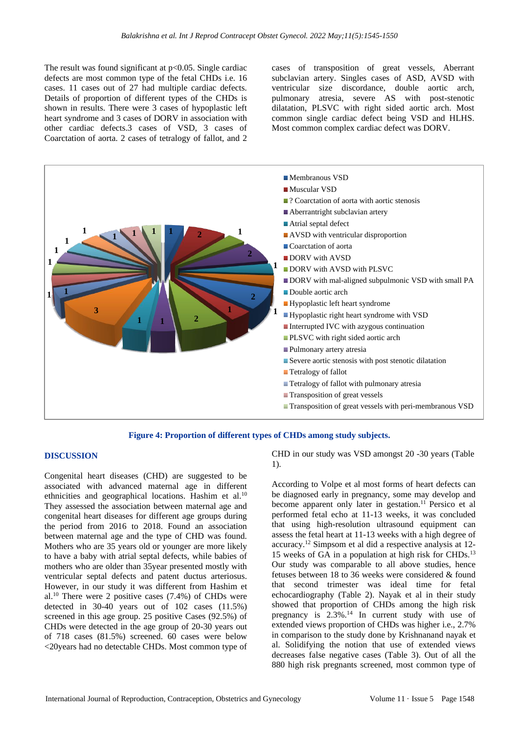The result was found significant at p<0.05. Single cardiac defects are most common type of the fetal CHDs i.e. 16 cases. 11 cases out of 27 had multiple cardiac defects. Details of proportion of different types of the CHDs is shown in results. There were 3 cases of hypoplastic left heart syndrome and 3 cases of DORV in association with other cardiac defects.3 cases of VSD, 3 cases of Coarctation of aorta. 2 cases of tetralogy of fallot, and 2 cases of transposition of great vessels, Aberrant subclavian artery. Singles cases of ASD, AVSD with ventricular size discordance, double aortic arch, pulmonary atresia, severe AS with post-stenotic dilatation, PLSVC with right sided aortic arch. Most common single cardiac defect being VSD and HLHS. Most common complex cardiac defect was DORV.

**Figure 4: Proportion of different types of CHDs among study subjects.**

## DISCUSSION

Congenital heart diseases (CHD) are suggested to be associated with advanced maternal age in different ethnicities and geographical locations. Hashim et al.[10] They assessed the association between maternal age and congenital heart diseases for different age groups during the period from 2016 to 2018. Found an association between maternal age and the type of CHD was found. Mothers who are 35 years old or younger are more likely to have a baby with atrial septal defects, while babies of mothers who are older than 35year presented mostly with ventricular septal defects and patent ductus arteriosus. However, in our study it was different from Hashim et al.[10] There were 2 positive cases (7.4%) of CHDs were detected in 30-40 years out of 102 cases (11.5%) screened in this age group. 25 positive Cases (92.5%) of CHDs were detected in the age group of 20-30 years out of 718 cases (81.5%) screened. 60 cases were below <20years had no detectable CHDs. Most common type of CHD in our study was VSD amongst 20 -30 years (Table 1).

According to Volpe et al most forms of heart defects can be diagnosed early in pregnancy, some may develop and become apparent only later in gestation.[11] Persico et al performed fetal echo at 11-13 weeks, it was concluded that using high-resolution ultrasound equipment can assess the fetal heart at 11-13 weeks with a high degree of accuracy.[12] Simpsom et al did a respective analysis at 12-15 weeks of GA in a population at high risk for CHDs.[13] Our study was comparable to all above studies, hence fetuses between 18 to 36 weeks were considered & found that second trimester was ideal time for fetal echocardiography (Table 2). Nayak et al in their study showed that proportion of CHDs among the high risk pregnancy is 2.3%.[14] In current study with use of extended views proportion of CHDs was higher i.e., 2.7% in comparison to the study done by Krishnanand nayak et al. Solidifying the notion that use of extended views decreases false negative cases (Table 3). Out of all the 880 high risk pregnants screened, most common type of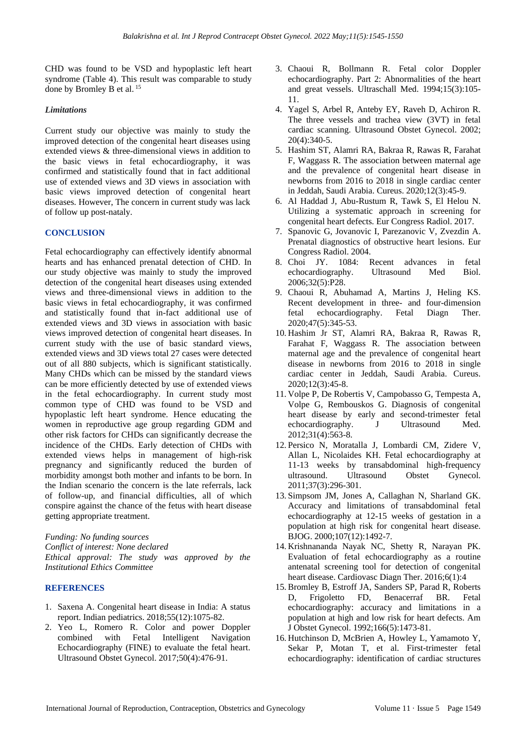CHD was found to be VSD and hypoplastic left heart syndrome (Table 4). This result was comparable to study done by Bromley B et al.[15]

### *Limitations*

Current study our objective was mainly to study the improved detection of the congenital heart diseases using extended views & three-dimensional views in addition to the basic views in fetal echocardiography, it was confirmed and statistically found that in fact additional use of extended views and 3D views in association with basic views improved detection of congenital heart diseases. However, The concern in current study was lack of follow up post-nataly.

## CONCLUSION

Fetal echocardiography can effectively identify abnormal hearts and has enhanced prenatal detection of CHD. In our study objective was mainly to study the improved detection of the congenital heart diseases using extended views and three-dimensional views in addition to the basic views in fetal echocardiography, it was confirmed and statistically found that in-fact additional use of extended views and 3D views in association with basic views improved detection of congenital heart diseases. In current study with the use of basic standard views, extended views and 3D views total 27 cases were detected out of all 880 subjects, which is significant statistically. Many CHDs which can be missed by the standard views can be more efficiently detected by use of extended views in the fetal echocardiography. In current study most common type of CHD was found to be VSD and hypoplastic left heart syndrome. Hence educating the women in reproductive age group regarding GDM and other risk factors for CHDs can significantly decrease the incidence of the CHDs. Early detection of CHDs with extended views helps in management of high-risk pregnancy and significantly reduced the burden of morbidity amongst both mother and infants to be born. In the Indian scenario the concern is the late referrals, lack of follow-up, and financial difficulties, all of which conspire against the chance of the fetus with heart disease getting appropriate treatment.

*Funding: No funding sources*
*Conflict of interest: None declared*
*Ethical approval: The study was approved by the Institutional Ethics Committee*

## REFERENCES

1. Saxena A. Congenital heart disease in India: A status report. Indian pediatrics. 2018;55(12):1075-82.
2. Yeo L, Romero R. Color and power Doppler combined with Fetal Intelligent Navigation Echocardiography (FINE) to evaluate the fetal heart. Ultrasound Obstet Gynecol. 2017;50(4):476-91.
3. Chaoui R, Bollmann R. Fetal color Doppler echocardiography. Part 2: Abnormalities of the heart and great vessels. Ultraschall Med. 1994;15(3):105-11.
4. Yagel S, Arbel R, Anteby EY, Raveh D, Achiron R. The three vessels and trachea view (3VT) in fetal cardiac scanning. Ultrasound Obstet Gynecol. 2002; 20(4):340-5.
5. Hashim ST, Alamri RA, Bakraa R, Rawas R, Farahat F, Waggass R. The association between maternal age and the prevalence of congenital heart disease in newborns from 2016 to 2018 in single cardiac center in Jeddah, Saudi Arabia. Cureus. 2020;12(3):45-9.
6. Al Haddad J, Abu-Rustum R, Tawk S, El Helou N. Utilizing a systematic approach in screening for congenital heart defects. Eur Congress Radiol. 2017.
7. Spanovic G, Jovanovic I, Parezanovic V, Zvezdin A. Prenatal diagnostics of obstructive heart lesions. Eur Congress Radiol. 2004.
8. Choi JY. 1084: Recent advances in fetal echocardiography. Ultrasound Med Biol. 2006;32(5):P28.
9. Chaoui R, Abuhamad A, Martins J, Heling KS. Recent development in three- and four-dimension fetal echocardiography. Fetal Diagn Ther. 2020;47(5):345-53.
10. Hashim Jr ST, Alamri RA, Bakraa R, Rawas R, Farahat F, Waggass R. The association between maternal age and the prevalence of congenital heart disease in newborns from 2016 to 2018 in single cardiac center in Jeddah, Saudi Arabia. Cureus. 2020;12(3):45-8.
11. Volpe P, De Robertis V, Campobasso G, Tempesta A, Volpe G, Rembouskos G. Diagnosis of congenital heart disease by early and second-trimester fetal echocardiography. J Ultrasound Med. 2012;31(4):563-8.
12. Persico N, Moratalla J, Lombardi CM, Zidere V, Allan L, Nicolaides KH. Fetal echocardiography at 11-13 weeks by transabdominal high-frequency ultrasound. Ultrasound Obstet Gynecol. 2011;37(3):296-301.
13. Simpsom JM, Jones A, Callaghan N, Sharland GK. Accuracy and limitations of transabdominal fetal echocardiography at 12-15 weeks of gestation in a population at high risk for congenital heart disease. BJOG. 2000;107(12):1492-7.
14. Krishnananda Nayak NC, Shetty R, Narayan PK. Evaluation of fetal echocardiography as a routine antenatal screening tool for detection of congenital heart disease. Cardiovasc Diagn Ther. 2016;6(1):4
15. Bromley B, Estroff JA, Sanders SP, Parad R, Roberts D, Frigoletto FD, Benacerraf BR. Fetal echocardiography: accuracy and limitations in a population at high and low risk for heart defects. Am J Obstet Gynecol. 1992;166(5):1473-81.
16. Hutchinson D, McBrien A, Howley L, Yamamoto Y, Sekar P, Motan T, et al. First-trimester fetal echocardiography: identification of cardiac structures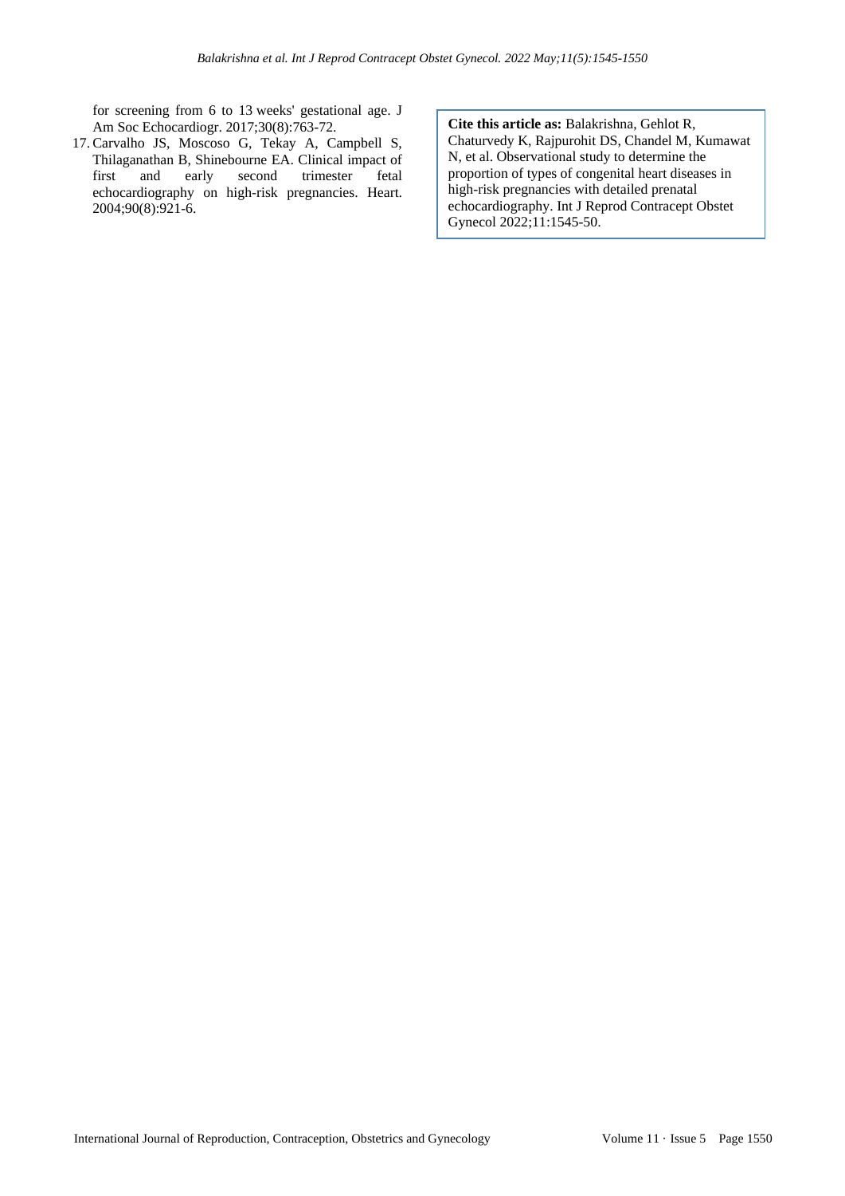for screening from 6 to 13 weeks' gestational age. J Am Soc Echocardiogr. 2017;30(8):763-72.

17. Carvalho JS, Moscoso G, Tekay A, Campbell S, Thilaganathan B, Shinebourne EA. Clinical impact of first and early second trimester fetal echocardiography on high-risk pregnancies. Heart. 2004;90(8):921-6.

**Cite this article as:** Balakrishna, Gehlot R, Chaturvedy K, Rajpurohit DS, Chandel M, Kumawat N, et al. Observational study to determine the proportion of types of congenital heart diseases in high-risk pregnancies with detailed prenatal echocardiography. Int J Reprod Contracept Obstet Gynecol 2022;11:1545-50.